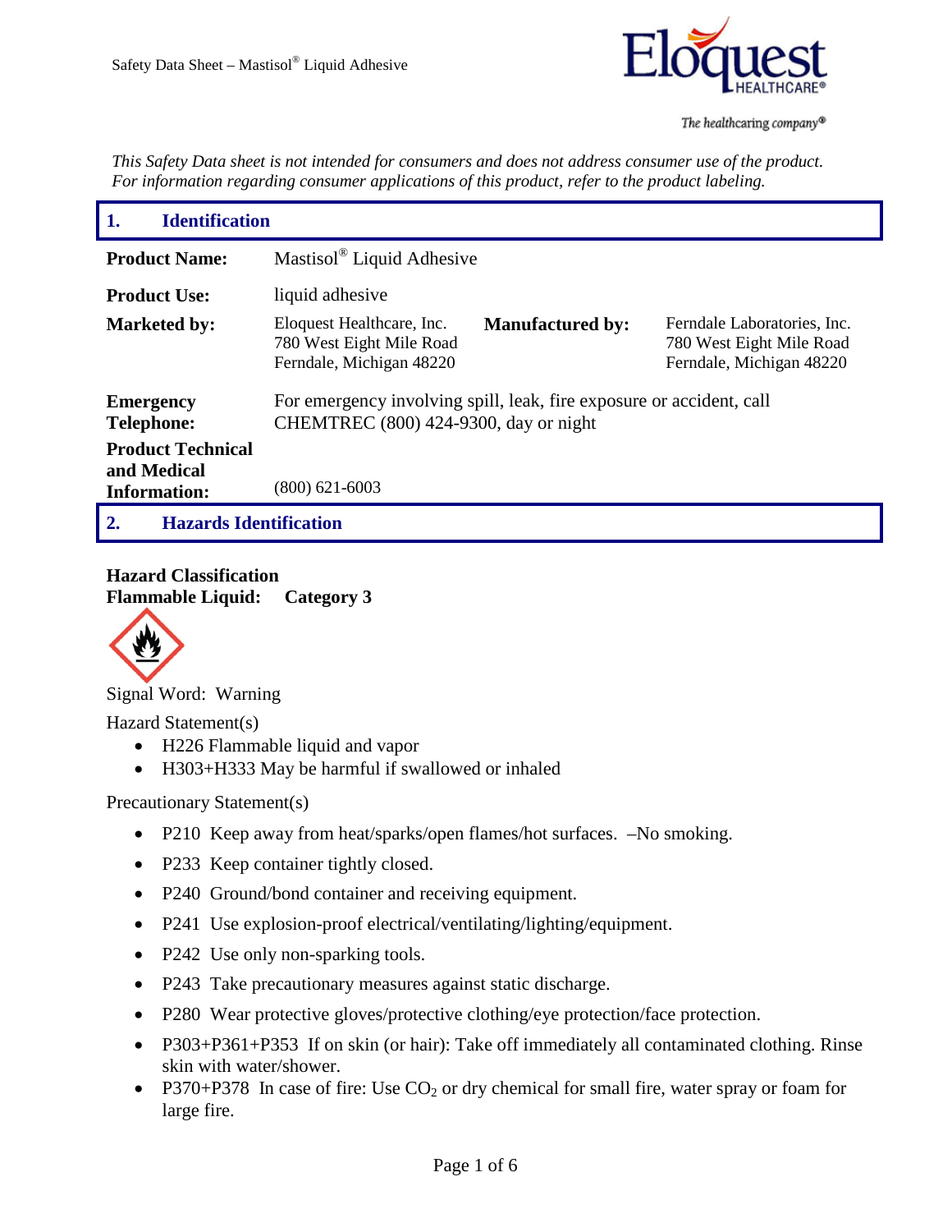*This Safety Data sheet is not intended for consumers and does not address consumer use of the product. For information regarding consumer applications of this product, refer to the product labeling.*

## 1. Identification

**Product Name:** Mastisol® Liquid Adhesive

**Product Use:** liquid adhesive

**Marketed by:** Eloquest Healthcare, Inc.
780 West Eight Mile Road
Ferndale, Michigan 48220

**Manufactured by:** Ferndale Laboratories, Inc.
780 West Eight Mile Road
Ferndale, Michigan 48220

**Emergency Telephone:** For emergency involving spill, leak, fire exposure or accident, call CHEMTREC (800) 424-9300, day or night

**Product Technical and Medical Information:** (800) 621-6003

## 2. Hazards Identification

**Hazard Classification**
**Flammable Liquid: Category 3**

Signal Word: Warning

Hazard Statement(s)

- H226 Flammable liquid and vapor
- H303+H333 May be harmful if swallowed or inhaled

Precautionary Statement(s)

- P210 Keep away from heat/sparks/open flames/hot surfaces. –No smoking.
- P233 Keep container tightly closed.
- P240 Ground/bond container and receiving equipment.
- P241 Use explosion-proof electrical/ventilating/lighting/equipment.
- P242 Use only non-sparking tools.
- P243 Take precautionary measures against static discharge.
- P280 Wear protective gloves/protective clothing/eye protection/face protection.
- P303+P361+P353 If on skin (or hair): Take off immediately all contaminated clothing. Rinse skin with water/shower.
- P370+P378 In case of fire: Use $CO_2$ or dry chemical for small fire, water spray or foam for large fire.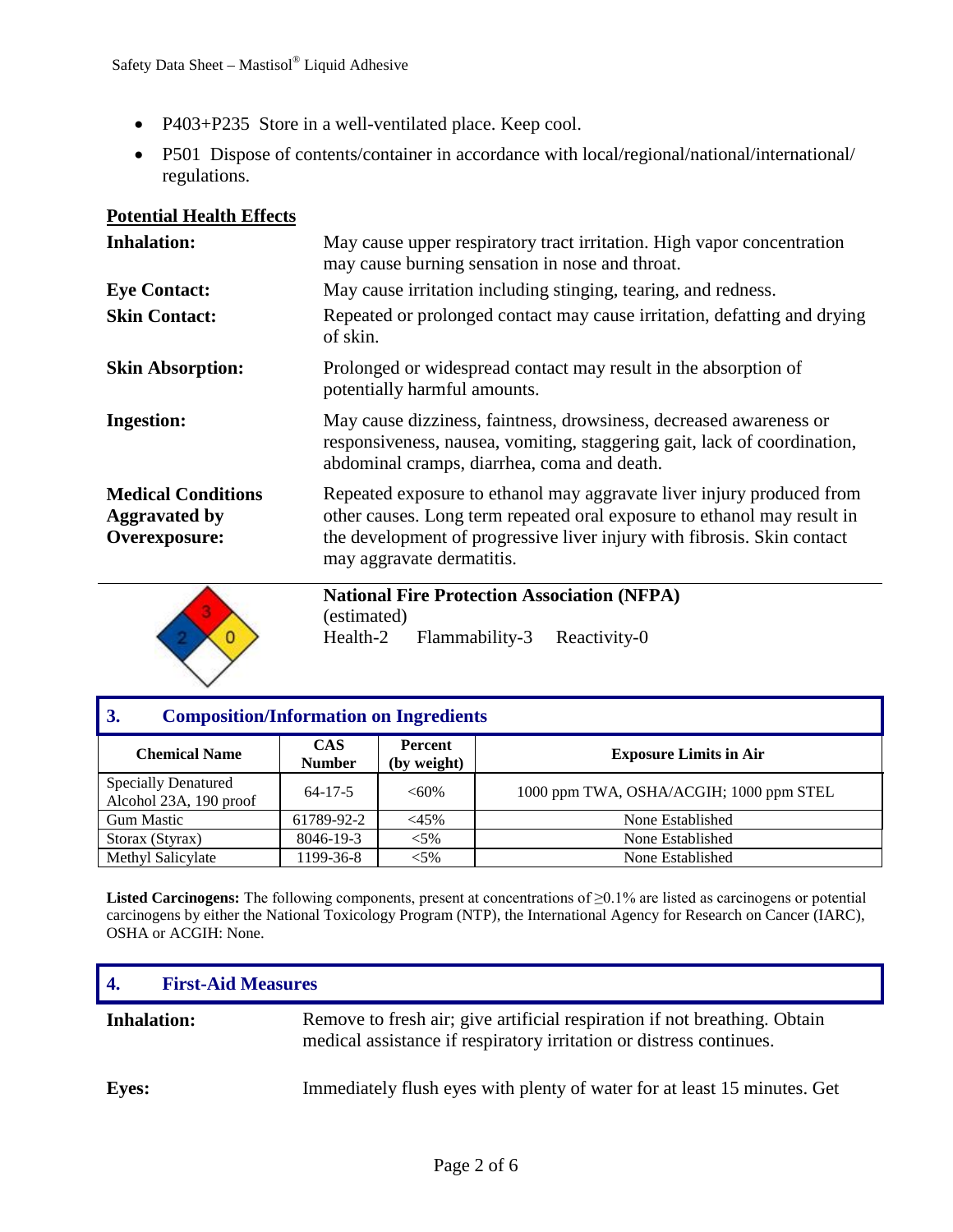- P403+P235 Store in a well-ventilated place. Keep cool.
- P501 Dispose of contents/container in accordance with local/regional/national/international/ regulations.

**Potential Health Effects**

**Inhalation:** May cause upper respiratory tract irritation. High vapor concentration may cause burning sensation in nose and throat.

**Eye Contact:** May cause irritation including stinging, tearing, and redness.

**Skin Contact:** Repeated or prolonged contact may cause irritation, defatting and drying of skin.

**Skin Absorption:** Prolonged or widespread contact may result in the absorption of potentially harmful amounts.

**Ingestion:** May cause dizziness, faintness, drowsiness, decreased awareness or responsiveness, nausea, vomiting, staggering gait, lack of coordination, abdominal cramps, diarrhea, coma and death.

**Medical Conditions Aggravated by Overexposure:** Repeated exposure to ethanol may aggravate liver injury produced from other causes. Long term repeated oral exposure to ethanol may result in the development of progressive liver injury with fibrosis. Skin contact may aggravate dermatitis.

**National Fire Protection Association (NFPA)**
(estimated)
Health-2 Flammability-3 Reactivity-0

## 3. Composition/Information on Ingredients

| Chemical Name | CAS Number | Percent (by weight) | Exposure Limits in Air |
|---|---|---|---|
| Specially Denatured Alcohol 23A, 190 proof | 64-17-5 | <60% | 1000 ppm TWA, OSHA/ACGIH; 1000 ppm STEL |
| Gum Mastic | 61789-92-2 | <45% | None Established |
| Storax (Styrax) | 8046-19-3 | <5% | None Established |
| Methyl Salicylate | 1199-36-8 | <5% | None Established |

**Listed Carcinogens:** The following components, present at concentrations of ≥0.1% are listed as carcinogens or potential carcinogens by either the National Toxicology Program (NTP), the International Agency for Research on Cancer (IARC), OSHA or ACGIH: None.

## 4. First-Aid Measures

**Inhalation:** Remove to fresh air; give artificial respiration if not breathing. Obtain medical assistance if respiratory irritation or distress continues.

**Eyes:** Immediately flush eyes with plenty of water for at least 15 minutes. Get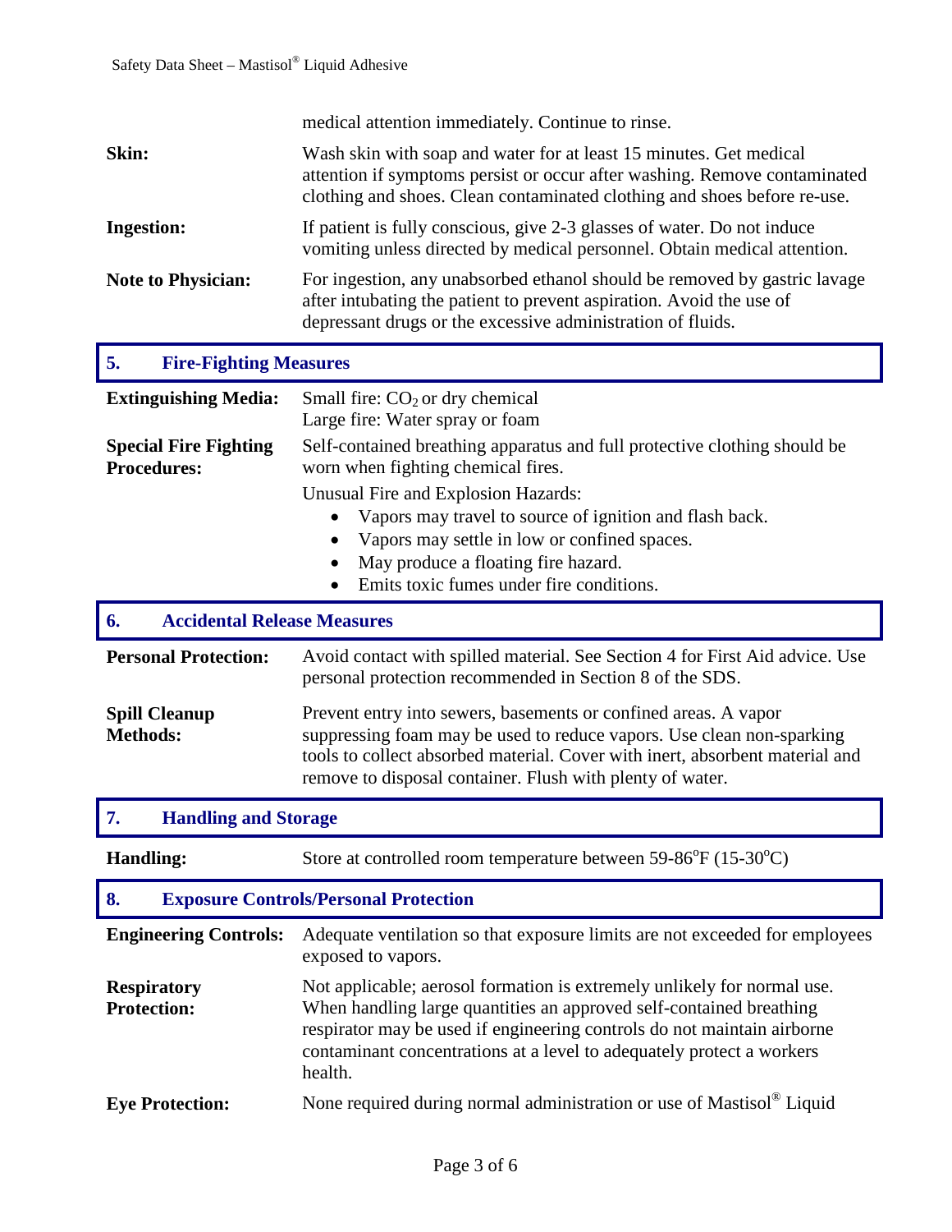medical attention immediately. Continue to rinse.

**Skin:** Wash skin with soap and water for at least 15 minutes. Get medical attention if symptoms persist or occur after washing. Remove contaminated clothing and shoes. Clean contaminated clothing and shoes before re-use.

**Ingestion:** If patient is fully conscious, give 2-3 glasses of water. Do not induce vomiting unless directed by medical personnel. Obtain medical attention.

**Note to Physician:** For ingestion, any unabsorbed ethanol should be removed by gastric lavage after intubating the patient to prevent aspiration. Avoid the use of depressant drugs or the excessive administration of fluids.

## 5. Fire-Fighting Measures

**Extinguishing Media:** Small fire: $CO_2$ or dry chemical
Large fire: Water spray or foam

**Special Fire Fighting Procedures:** Self-contained breathing apparatus and full protective clothing should be worn when fighting chemical fires.

Unusual Fire and Explosion Hazards:

- Vapors may travel to source of ignition and flash back.
- Vapors may settle in low or confined spaces.
- May produce a floating fire hazard.
- Emits toxic fumes under fire conditions.

## 6. Accidental Release Measures

**Personal Protection:** Avoid contact with spilled material. See Section 4 for First Aid advice. Use personal protection recommended in Section 8 of the SDS.

**Spill Cleanup Methods:** Prevent entry into sewers, basements or confined areas. A vapor suppressing foam may be used to reduce vapors. Use clean non-sparking tools to collect absorbed material. Cover with inert, absorbent material and remove to disposal container. Flush with plenty of water.

## 7. Handling and Storage

**Handling:** Store at controlled room temperature between 59-86°F (15-30°C)

## 8. Exposure Controls/Personal Protection

**Engineering Controls:** Adequate ventilation so that exposure limits are not exceeded for employees exposed to vapors.

**Respiratory Protection:** Not applicable; aerosol formation is extremely unlikely for normal use. When handling large quantities an approved self-contained breathing respirator may be used if engineering controls do not maintain airborne contaminant concentrations at a level to adequately protect a workers health.

**Eye Protection:** None required during normal administration or use of Mastisol® Liquid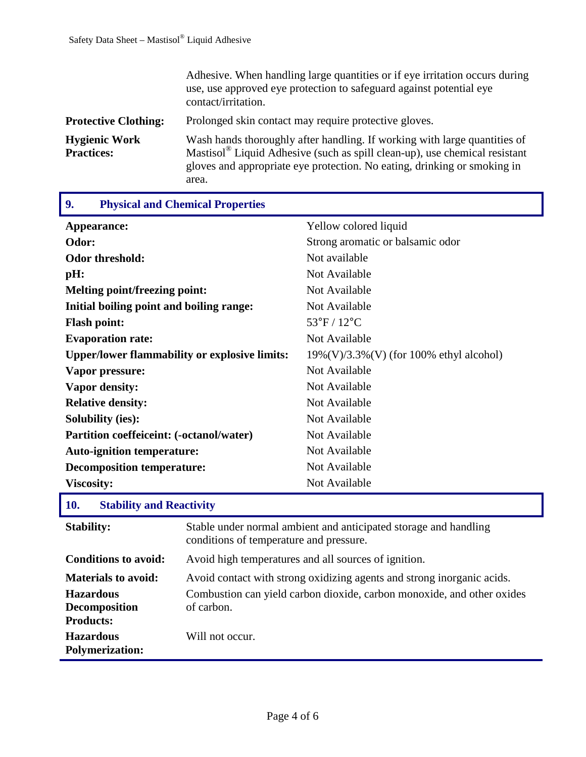| | |
|---|---|
| | Adhesive. When handling large quantities or if eye irritation occurs during use, use approved eye protection to safeguard against potential eye contact/irritation. |
| **Protective Clothing:** | Prolonged skin contact may require protective gloves. |
| **Hygienic Work Practices:** | Wash hands thoroughly after handling. If working with large quantities of Mastisol® Liquid Adhesive (such as spill clean-up), use chemical resistant gloves and appropriate eye protection. No eating, drinking or smoking in area. |

## 9. Physical and Chemical Properties

| | |
|---|---|
| **Appearance:** | Yellow colored liquid |
| **Odor:** | Strong aromatic or balsamic odor |
| **Odor threshold:** | Not available |
| **pH:** | Not Available |
| **Melting point/freezing point:** | Not Available |
| **Initial boiling point and boiling range:** | Not Available |
| **Flash point:** | 53°F / 12°C |
| **Evaporation rate:** | Not Available |
| **Upper/lower flammability or explosive limits:** | 19%(V)/3.3%(V) (for 100% ethyl alcohol) |
| **Vapor pressure:** | Not Available |
| **Vapor density:** | Not Available |
| **Relative density:** | Not Available |
| **Solubility (ies):** | Not Available |
| **Partition coeffeiceint: (-octanol/water)** | Not Available |
| **Auto-ignition temperature:** | Not Available |
| **Decomposition temperature:** | Not Available |
| **Viscosity:** | Not Available |

## 10. Stability and Reactivity

| | |
|---|---|
| **Stability:** | Stable under normal ambient and anticipated storage and handling conditions of temperature and pressure. |
| **Conditions to avoid:** | Avoid high temperatures and all sources of ignition. |
| **Materials to avoid:** | Avoid contact with strong oxidizing agents and strong inorganic acids. |
| **Hazardous Decomposition Products:** | Combustion can yield carbon dioxide, carbon monoxide, and other oxides of carbon. |
| **Hazardous Polymerization:** | Will not occur. |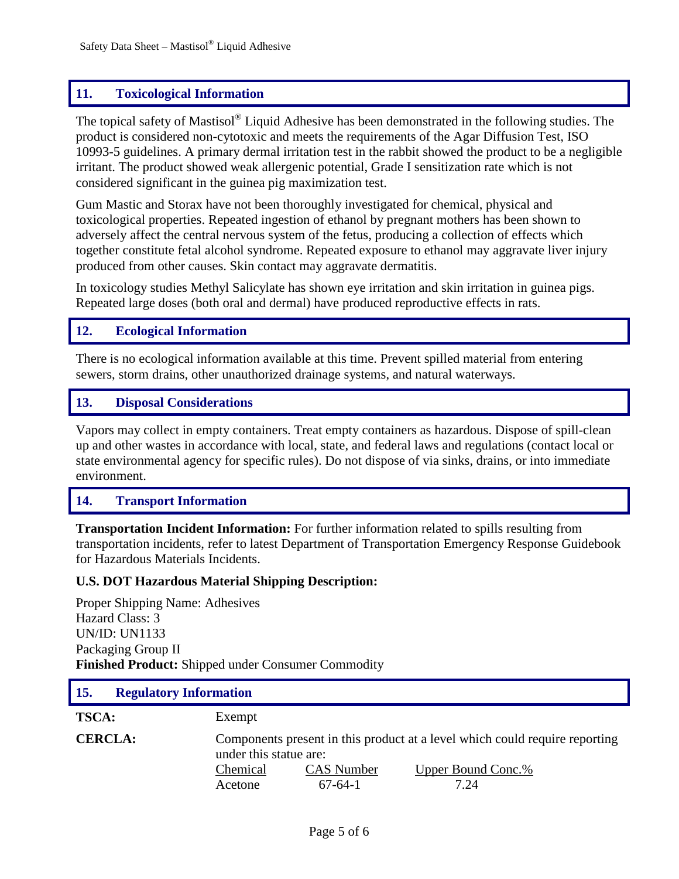## 11. Toxicological Information

The topical safety of Mastisol® Liquid Adhesive has been demonstrated in the following studies. The product is considered non-cytotoxic and meets the requirements of the Agar Diffusion Test, ISO 10993-5 guidelines. A primary dermal irritation test in the rabbit showed the product to be a negligible irritant. The product showed weak allergenic potential, Grade I sensitization rate which is not considered significant in the guinea pig maximization test.

Gum Mastic and Storax have not been thoroughly investigated for chemical, physical and toxicological properties. Repeated ingestion of ethanol by pregnant mothers has been shown to adversely affect the central nervous system of the fetus, producing a collection of effects which together constitute fetal alcohol syndrome. Repeated exposure to ethanol may aggravate liver injury produced from other causes. Skin contact may aggravate dermatitis.

In toxicology studies Methyl Salicylate has shown eye irritation and skin irritation in guinea pigs. Repeated large doses (both oral and dermal) have produced reproductive effects in rats.

## 12. Ecological Information

There is no ecological information available at this time. Prevent spilled material from entering sewers, storm drains, other unauthorized drainage systems, and natural waterways.

## 13. Disposal Considerations

Vapors may collect in empty containers. Treat empty containers as hazardous. Dispose of spill-clean up and other wastes in accordance with local, state, and federal laws and regulations (contact local or state environmental agency for specific rules). Do not dispose of via sinks, drains, or into immediate environment.

## 14. Transport Information

**Transportation Incident Information:** For further information related to spills resulting from transportation incidents, refer to latest Department of Transportation Emergency Response Guidebook for Hazardous Materials Incidents.

**U.S. DOT Hazardous Material Shipping Description:**

Proper Shipping Name: Adhesives
Hazard Class: 3
UN/ID: UN1133
Packaging Group II
**Finished Product:** Shipped under Consumer Commodity

## 15. Regulatory Information

**TSCA:** Exempt

**CERCLA:** Components present in this product at a level which could require reporting under this statue are:

| Chemical | CAS Number | Upper Bound Conc.% |
|---|---|---|
| Acetone | 67-64-1 | 7.24 |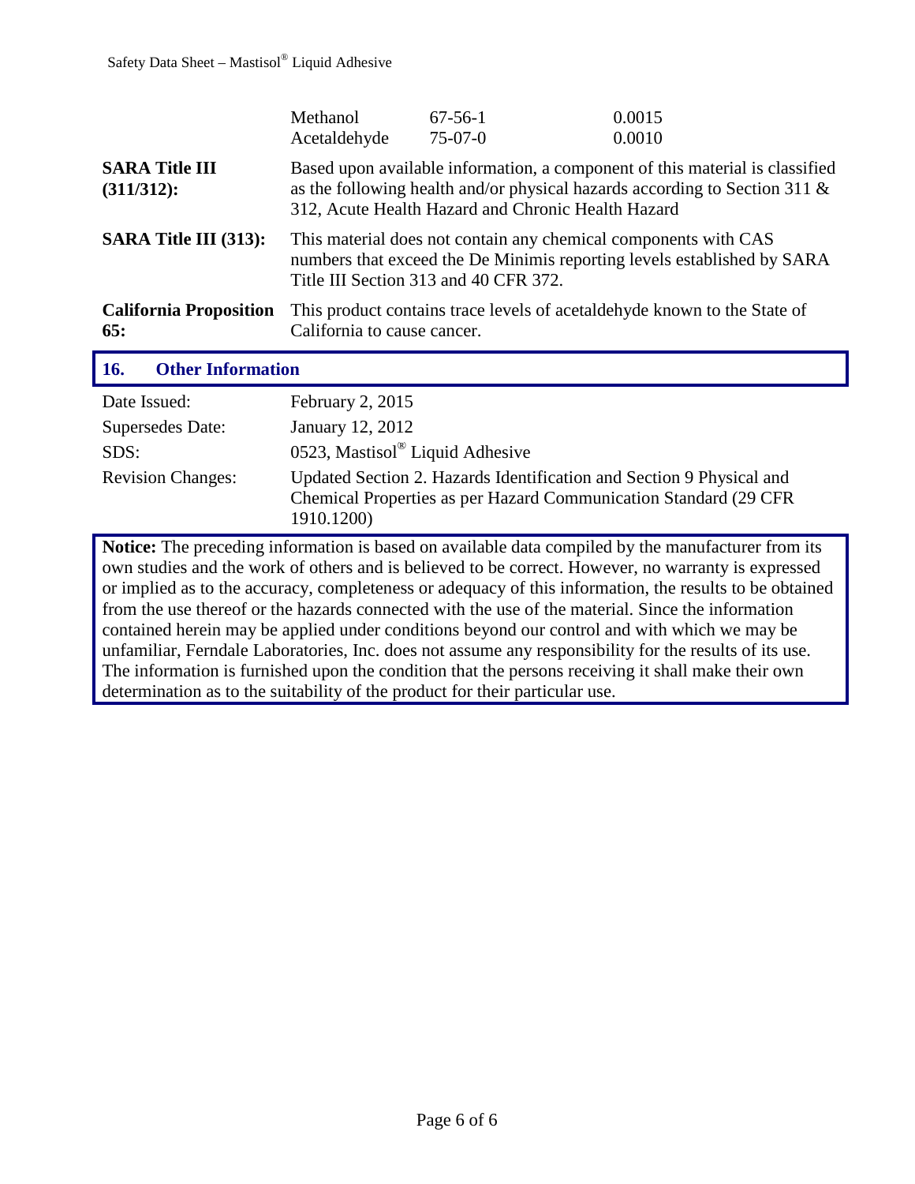| | | |
|---|---|---|
| Methanol | 67-56-1 | 0.0015 |
| Acetaldehyde | 75-07-0 | 0.0010 |

**SARA Title III (311/312):** Based upon available information, a component of this material is classified as the following health and/or physical hazards according to Section 311 & 312, Acute Health Hazard and Chronic Health Hazard

**SARA Title III (313):** This material does not contain any chemical components with CAS numbers that exceed the De Minimis reporting levels established by SARA Title III Section 313 and 40 CFR 372.

**California Proposition 65:** This product contains trace levels of acetaldehyde known to the State of California to cause cancer.

## 16. Other Information

| | |
|---|---|
| Date Issued: | February 2, 2015 |
| Supersedes Date: | January 12, 2012 |
| SDS: | 0523, Mastisol® Liquid Adhesive |
| Revision Changes: | Updated Section 2. Hazards Identification and Section 9 Physical and Chemical Properties as per Hazard Communication Standard (29 CFR 1910.1200) |

**Notice:** The preceding information is based on available data compiled by the manufacturer from its own studies and the work of others and is believed to be correct. However, no warranty is expressed or implied as to the accuracy, completeness or adequacy of this information, the results to be obtained from the use thereof or the hazards connected with the use of the material. Since the information contained herein may be applied under conditions beyond our control and with which we may be unfamiliar, Ferndale Laboratories, Inc. does not assume any responsibility for the results of its use. The information is furnished upon the condition that the persons receiving it shall make their own determination as to the suitability of the product for their particular use.